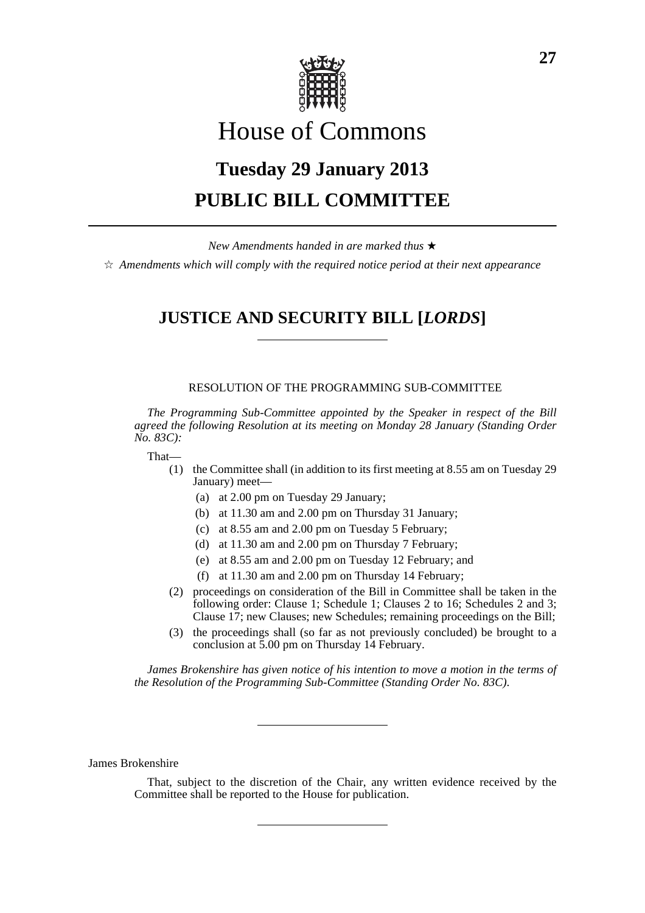# House of Commons

## Tuesday 29 January 2013

## PUBLIC BILL COMMITTEE

---

*New Amendments handed in are marked thus* ★

☆ *Amendments which will comply with the required notice period at their next appearance*

## JUSTICE AND SECURITY BILL [*LORDS*]

---

RESOLUTION OF THE PROGRAMMING SUB-COMMITTEE

*The Programming Sub-Committee appointed by the Speaker in respect of the Bill agreed the following Resolution at its meeting on Monday 28 January (Standing Order No. 83C):*

That—

(1) the Committee shall (in addition to its first meeting at 8.55 am on Tuesday 29 January) meet—

 (a) at 2.00 pm on Tuesday 29 January;

 (b) at 11.30 am and 2.00 pm on Thursday 31 January;

 (c) at 8.55 am and 2.00 pm on Tuesday 5 February;

 (d) at 11.30 am and 2.00 pm on Thursday 7 February;

 (e) at 8.55 am and 2.00 pm on Tuesday 12 February; and

 (f) at 11.30 am and 2.00 pm on Thursday 14 February;

(2) proceedings on consideration of the Bill in Committee shall be taken in the following order: Clause 1; Schedule 1; Clauses 2 to 16; Schedules 2 and 3; Clause 17; new Clauses; new Schedules; remaining proceedings on the Bill;

(3) the proceedings shall (so far as not previously concluded) be brought to a conclusion at 5.00 pm on Thursday 14 February.

*James Brokenshire has given notice of his intention to move a motion in the terms of the Resolution of the Programming Sub-Committee (Standing Order No. 83C).*

---

James Brokenshire

That, subject to the discretion of the Chair, any written evidence received by the Committee shall be reported to the House for publication.

---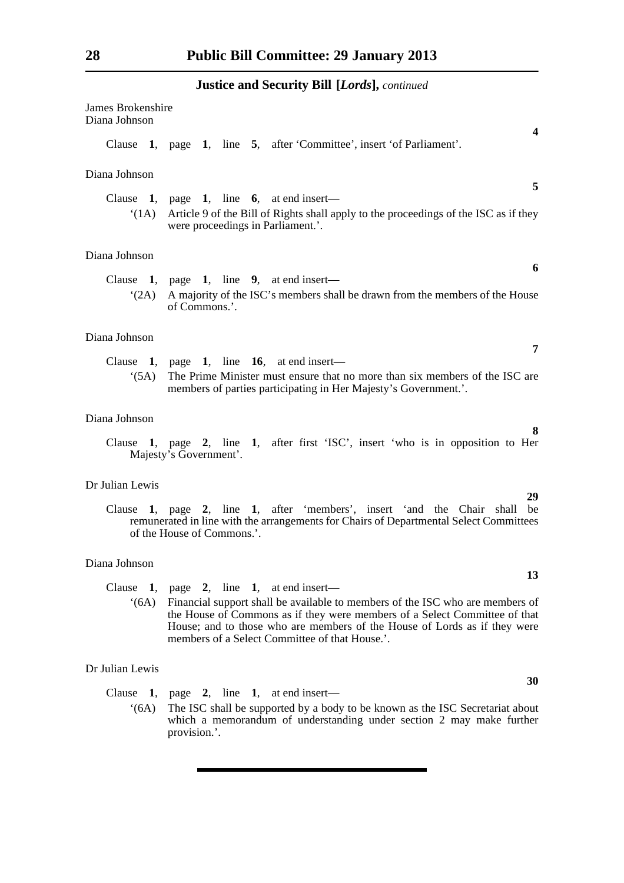**Justice and Security Bill [*Lords*],** *continued*

James Brokenshire
Diana Johnson

**4**

Clause **1**, page **1**, line **5**, after 'Committee', insert 'of Parliament'.

Diana Johnson

**5**

Clause **1**, page **1**, line **6**, at end insert—

'(1A) Article 9 of the Bill of Rights shall apply to the proceedings of the ISC as if they were proceedings in Parliament.'.

Diana Johnson

**6**

Clause **1**, page **1**, line **9**, at end insert—

'(2A) A majority of the ISC's members shall be drawn from the members of the House of Commons.'.

Diana Johnson

**7**

Clause **1**, page **1**, line **16**, at end insert—

'(5A) The Prime Minister must ensure that no more than six members of the ISC are members of parties participating in Her Majesty's Government.'.

Diana Johnson

**8**

Clause **1**, page **2**, line **1**, after first 'ISC', insert 'who is in opposition to Her Majesty's Government'.

Dr Julian Lewis

**29**

Clause **1**, page **2**, line **1**, after 'members', insert 'and the Chair shall be remunerated in line with the arrangements for Chairs of Departmental Select Committees of the House of Commons.'.

Diana Johnson

**13**

Clause **1**, page **2**, line **1**, at end insert—

'(6A) Financial support shall be available to members of the ISC who are members of the House of Commons as if they were members of a Select Committee of that House; and to those who are members of the House of Lords as if they were members of a Select Committee of that House.'.

Dr Julian Lewis

**30**

Clause **1**, page **2**, line **1**, at end insert—

'(6A) The ISC shall be supported by a body to be known as the ISC Secretariat about which a memorandum of understanding under section 2 may make further provision.'.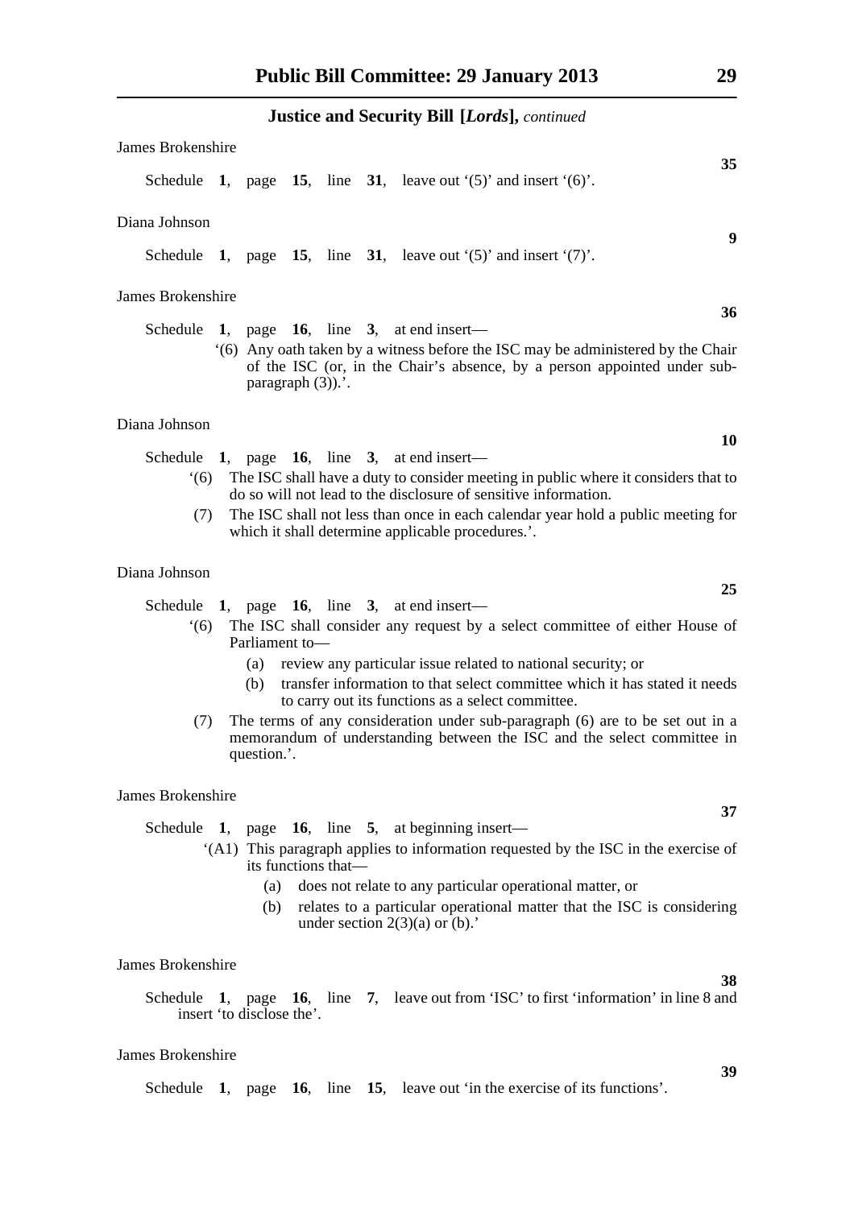**Justice and Security Bill [*Lords*],** *continued*

James Brokenshire

**35**

Schedule **1**, page **15**, line **31**, leave out '(5)' and insert '(6)'.

Diana Johnson

**9**

Schedule **1**, page **15**, line **31**, leave out '(5)' and insert '(7)'.

James Brokenshire

**36**

Schedule **1**, page **16**, line **3**, at end insert—

'(6) Any oath taken by a witness before the ISC may be administered by the Chair of the ISC (or, in the Chair's absence, by a person appointed under sub-paragraph (3)).'.

Diana Johnson

**10**

Schedule **1**, page **16**, line **3**, at end insert—

'(6) The ISC shall have a duty to consider meeting in public where it considers that to do so will not lead to the disclosure of sensitive information.

(7) The ISC shall not less than once in each calendar year hold a public meeting for which it shall determine applicable procedures.'.

Diana Johnson

**25**

Schedule **1**, page **16**, line **3**, at end insert—

'(6) The ISC shall consider any request by a select committee of either House of Parliament to—

(a) review any particular issue related to national security; or

(b) transfer information to that select committee which it has stated it needs to carry out its functions as a select committee.

(7) The terms of any consideration under sub-paragraph (6) are to be set out in a memorandum of understanding between the ISC and the select committee in question.'.

James Brokenshire

**37**

Schedule **1**, page **16**, line **5**, at beginning insert—

'(A1) This paragraph applies to information requested by the ISC in the exercise of its functions that—

(a) does not relate to any particular operational matter, or

(b) relates to a particular operational matter that the ISC is considering under section 2(3)(a) or (b).'

James Brokenshire

**38**

Schedule **1**, page **16**, line **7**, leave out from 'ISC' to first 'information' in line 8 and insert 'to disclose the'.

James Brokenshire

**39**

Schedule **1**, page **16**, line **15**, leave out 'in the exercise of its functions'.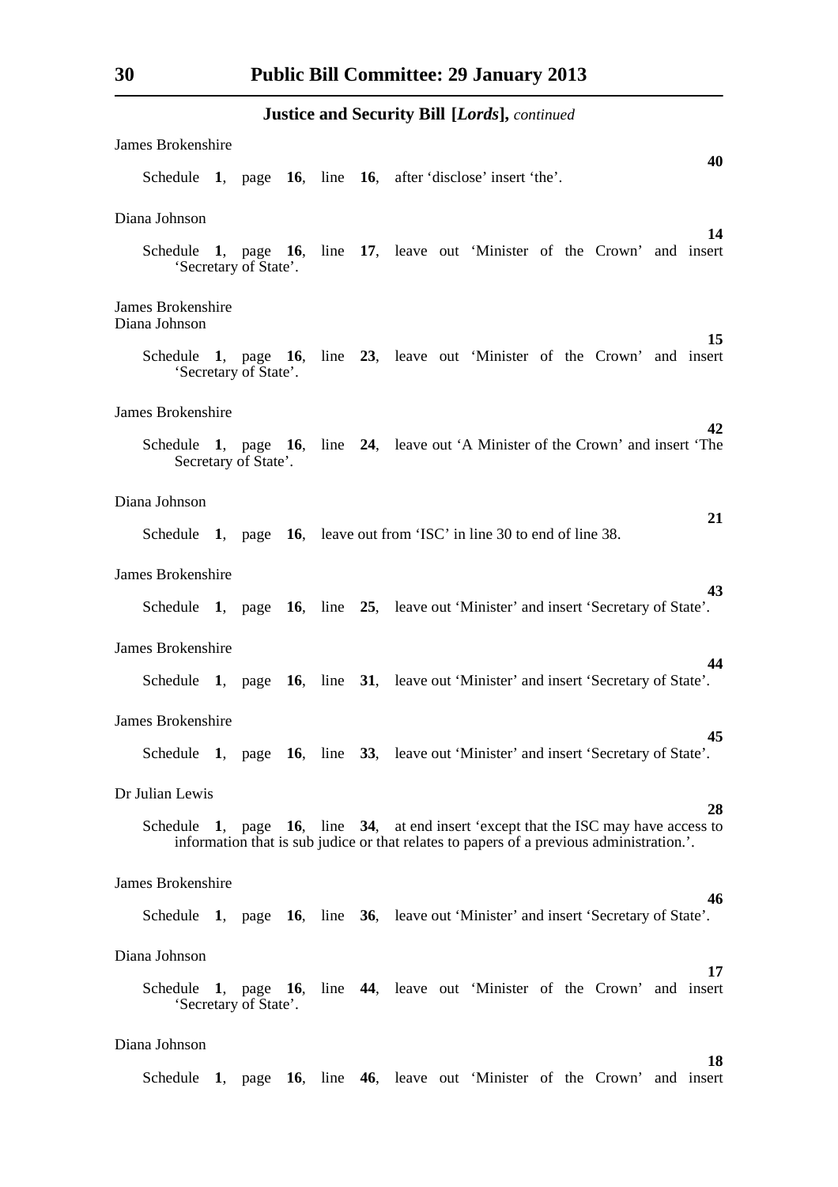**Justice and Security Bill [*Lords*],** *continued*

James Brokenshire

**40**

Schedule **1**, page **16**, line **16**, after 'disclose' insert 'the'.

Diana Johnson

**14**

Schedule **1**, page **16**, line **17**, leave out 'Minister of the Crown' and insert 'Secretary of State'.

James Brokenshire
Diana Johnson

**15**

Schedule **1**, page **16**, line **23**, leave out 'Minister of the Crown' and insert 'Secretary of State'.

James Brokenshire

**42**

Schedule **1**, page **16**, line **24**, leave out 'A Minister of the Crown' and insert 'The Secretary of State'.

Diana Johnson

**21**

Schedule **1**, page **16**, leave out from 'ISC' in line 30 to end of line 38.

James Brokenshire

**43**

Schedule **1**, page **16**, line **25**, leave out 'Minister' and insert 'Secretary of State'.

James Brokenshire

**44**

Schedule **1**, page **16**, line **31**, leave out 'Minister' and insert 'Secretary of State'.

James Brokenshire

**45**

Schedule **1**, page **16**, line **33**, leave out 'Minister' and insert 'Secretary of State'.

Dr Julian Lewis

**28**

Schedule **1**, page **16**, line **34**, at end insert 'except that the ISC may have access to information that is sub judice or that relates to papers of a previous administration.'.

James Brokenshire

**46**

Schedule **1**, page **16**, line **36**, leave out 'Minister' and insert 'Secretary of State'.

Diana Johnson

**17**

Schedule **1**, page **16**, line **44**, leave out 'Minister of the Crown' and insert 'Secretary of State'.

Diana Johnson

**18**

Schedule **1**, page **16**, line **46**, leave out 'Minister of the Crown' and insert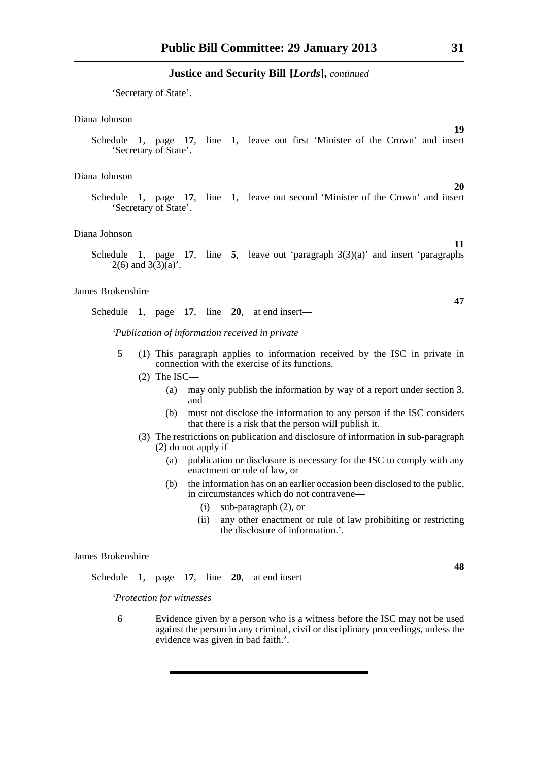'Secretary of State'.

Diana Johnson

**19**

Schedule **1**, page **17**, line **1**, leave out first 'Minister of the Crown' and insert 'Secretary of State'.

Diana Johnson

**20**

Schedule **1**, page **17**, line **1**, leave out second 'Minister of the Crown' and insert 'Secretary of State'.

Diana Johnson

**11**

Schedule **1**, page **17**, line **5**, leave out 'paragraph 3(3)(a)' and insert 'paragraphs 2(6) and 3(3)(a)'.

James Brokenshire

**47**

Schedule **1**, page **17**, line **20**, at end insert—

'*Publication of information received in private*

5 (1) This paragraph applies to information received by the ISC in private in connection with the exercise of its functions.

(2) The ISC—

(a) may only publish the information by way of a report under section 3, and

(b) must not disclose the information to any person if the ISC considers that there is a risk that the person will publish it.

(3) The restrictions on publication and disclosure of information in sub-paragraph (2) do not apply if—

(a) publication or disclosure is necessary for the ISC to comply with any enactment or rule of law, or

(b) the information has on an earlier occasion been disclosed to the public, in circumstances which do not contravene—

(i) sub-paragraph (2), or

(ii) any other enactment or rule of law prohibiting or restricting the disclosure of information.'.

James Brokenshire

**48**

Schedule **1**, page **17**, line **20**, at end insert—

'*Protection for witnesses*

6 Evidence given by a person who is a witness before the ISC may not be used against the person in any criminal, civil or disciplinary proceedings, unless the evidence was given in bad faith.'.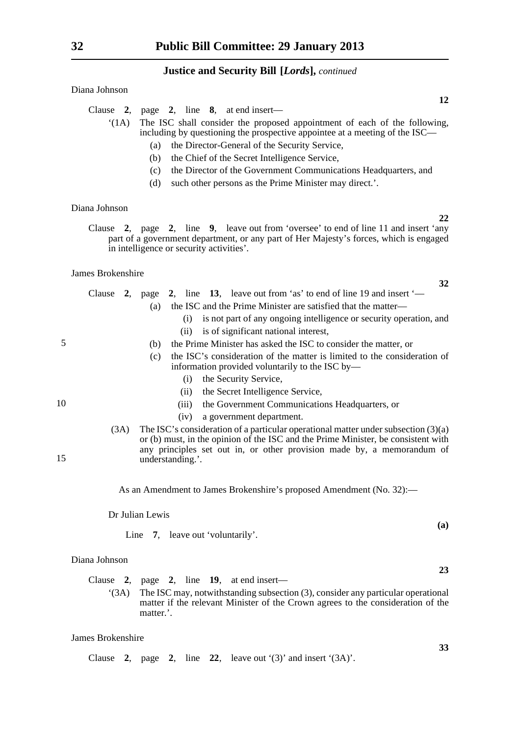**Justice and Security Bill [*Lords*],** *continued*

Diana Johnson

**12**

Clause **2**, page **2**, line **8**, at end insert—

'(1A) The ISC shall consider the proposed appointment of each of the following, including by questioning the prospective appointee at a meeting of the ISC—

(a) the Director-General of the Security Service,

(b) the Chief of the Secret Intelligence Service,

(c) the Director of the Government Communications Headquarters, and

(d) such other persons as the Prime Minister may direct.'.

Diana Johnson

**22**

Clause **2**, page **2**, line **9**, leave out from 'oversee' to end of line 11 and insert 'any part of a government department, or any part of Her Majesty's forces, which is engaged in intelligence or security activities'.

James Brokenshire

**32**

Clause **2**, page **2**, line **13**, leave out from 'as' to end of line 19 and insert '—

(a) the ISC and the Prime Minister are satisfied that the matter—

(i) is not part of any ongoing intelligence or security operation, and

(ii) is of significant national interest,

(b) the Prime Minister has asked the ISC to consider the matter, or

(c) the ISC's consideration of the matter is limited to the consideration of information provided voluntarily to the ISC by—

(i) the Security Service,

(ii) the Secret Intelligence Service,

(iii) the Government Communications Headquarters, or

(iv) a government department.

(3A) The ISC's consideration of a particular operational matter under subsection (3)(a) or (b) must, in the opinion of the ISC and the Prime Minister, be consistent with any principles set out in, or other provision made by, a memorandum of understanding.'.

As an Amendment to James Brokenshire's proposed Amendment (No. 32):—

Dr Julian Lewis

**(a)**

Line **7**, leave out 'voluntarily'.

Diana Johnson

**23**

Clause **2**, page **2**, line **19**, at end insert—

'(3A) The ISC may, notwithstanding subsection (3), consider any particular operational matter if the relevant Minister of the Crown agrees to the consideration of the matter.'.

James Brokenshire

**33**

Clause **2**, page **2**, line **22**, leave out '(3)' and insert '(3A)'.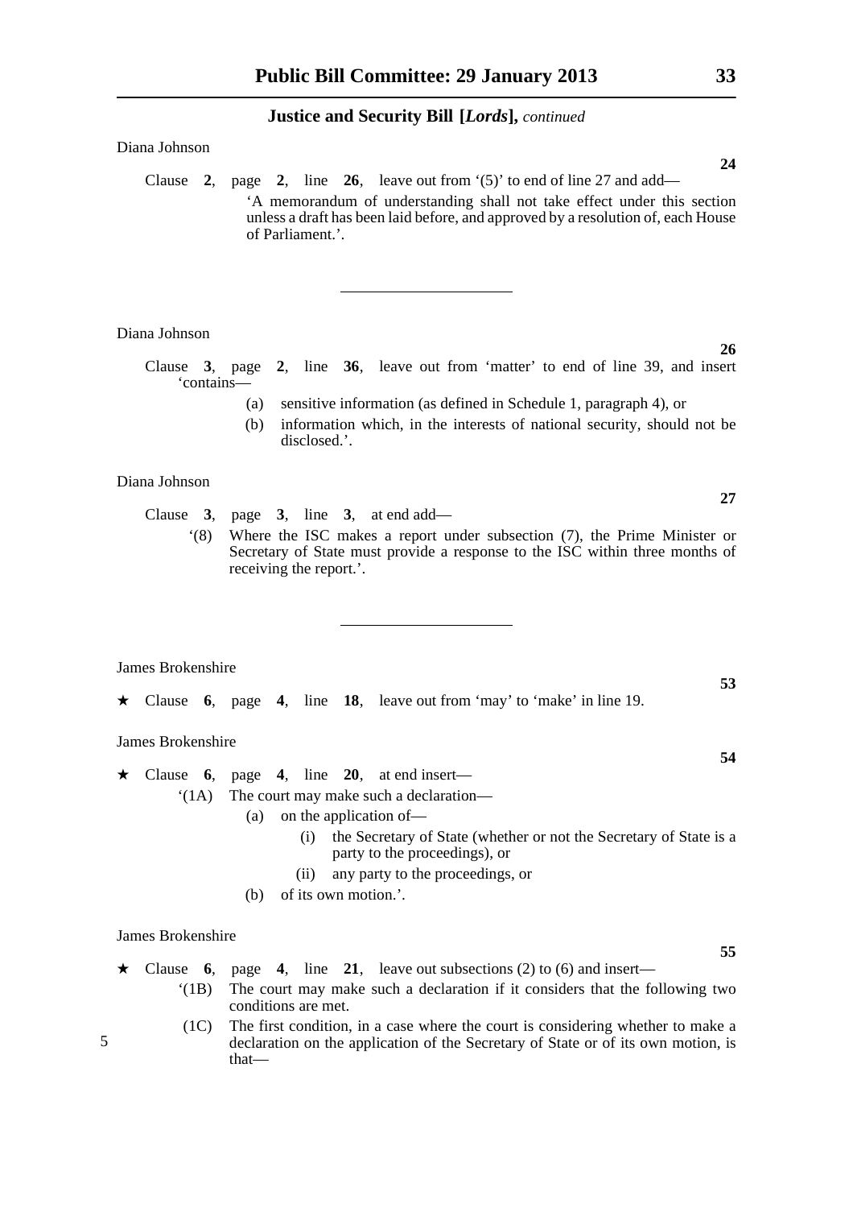**Justice and Security Bill [*Lords*],** *continued*

Diana Johnson

**24**

Clause **2**, page **2**, line **26**, leave out from '(5)' to end of line 27 and add—

'A memorandum of understanding shall not take effect under this section unless a draft has been laid before, and approved by a resolution of, each House of Parliament.'.

---

Diana Johnson

**26**

Clause **3**, page **2**, line **36**, leave out from 'matter' to end of line 39, and insert 'contains—

(a) sensitive information (as defined in Schedule 1, paragraph 4), or

(b) information which, in the interests of national security, should not be disclosed.'.

Diana Johnson

**27**

Clause **3**, page **3**, line **3**, at end add—

'(8) Where the ISC makes a report under subsection (7), the Prime Minister or Secretary of State must provide a response to the ISC within three months of receiving the report.'.

---

James Brokenshire

**53**

★ Clause **6**, page **4**, line **18**, leave out from 'may' to 'make' in line 19.

James Brokenshire

**54**

★ Clause **6**, page **4**, line **20**, at end insert—

'(1A) The court may make such a declaration—

(a) on the application of—

(i) the Secretary of State (whether or not the Secretary of State is a party to the proceedings), or

(ii) any party to the proceedings, or

(b) of its own motion.'.

James Brokenshire

**55**

★ Clause **6**, page **4**, line **21**, leave out subsections (2) to (6) and insert—

'(1B) The court may make such a declaration if it considers that the following two conditions are met.

(1C) The first condition, in a case where the court is considering whether to make a declaration on the application of the Secretary of State or of its own motion, is that—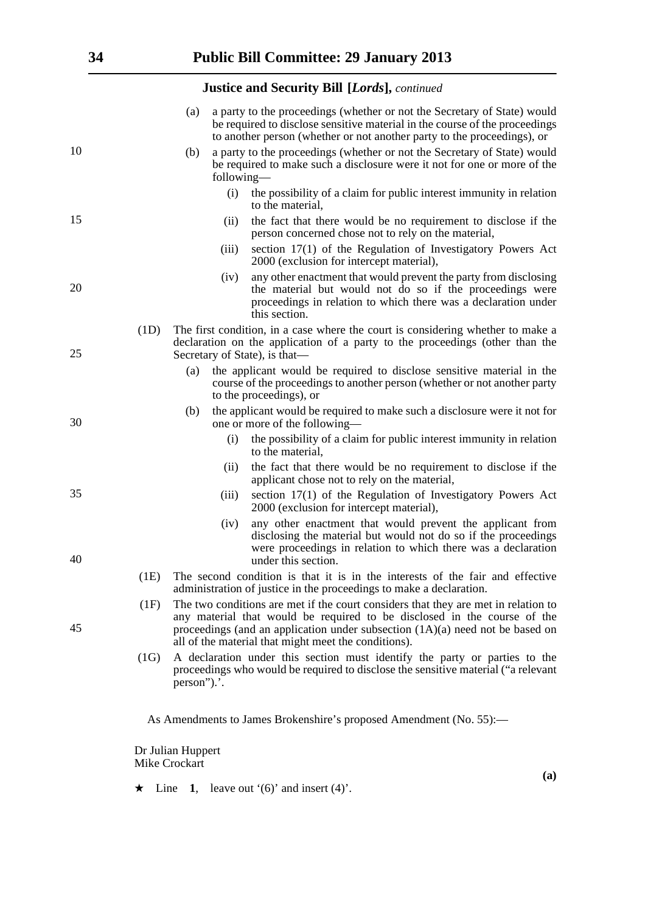(a) a party to the proceedings (whether or not the Secretary of State) would be required to disclose sensitive material in the course of the proceedings to another person (whether or not another party to the proceedings), or

(b) a party to the proceedings (whether or not the Secretary of State) would be required to make such a disclosure were it not for one or more of the following—

(i) the possibility of a claim for public interest immunity in relation to the material,

(ii) the fact that there would be no requirement to disclose if the person concerned chose not to rely on the material,

(iii) section 17(1) of the Regulation of Investigatory Powers Act 2000 (exclusion for intercept material),

(iv) any other enactment that would prevent the party from disclosing the material but would not do so if the proceedings were proceedings in relation to which there was a declaration under this section.

(1D) The first condition, in a case where the court is considering whether to make a declaration on the application of a party to the proceedings (other than the Secretary of State), is that—

(a) the applicant would be required to disclose sensitive material in the course of the proceedings to another person (whether or not another party to the proceedings), or

(b) the applicant would be required to make such a disclosure were it not for one or more of the following—

(i) the possibility of a claim for public interest immunity in relation to the material,

(ii) the fact that there would be no requirement to disclose if the applicant chose not to rely on the material,

(iii) section 17(1) of the Regulation of Investigatory Powers Act 2000 (exclusion for intercept material),

(iv) any other enactment that would prevent the applicant from disclosing the material but would not do so if the proceedings were proceedings in relation to which there was a declaration under this section.

(1E) The second condition is that it is in the interests of the fair and effective administration of justice in the proceedings to make a declaration.

(1F) The two conditions are met if the court considers that they are met in relation to any material that would be required to be disclosed in the course of the proceedings (and an application under subsection (1A)(a) need not be based on all of the material that might meet the conditions).

(1G) A declaration under this section must identify the party or parties to the proceedings who would be required to disclose the sensitive material ("a relevant person").'.

As Amendments to James Brokenshire's proposed Amendment (No. 55):—

Dr Julian Huppert
Mike Crockart

**(a)**

★ Line **1**, leave out '(6)' and insert (4)'.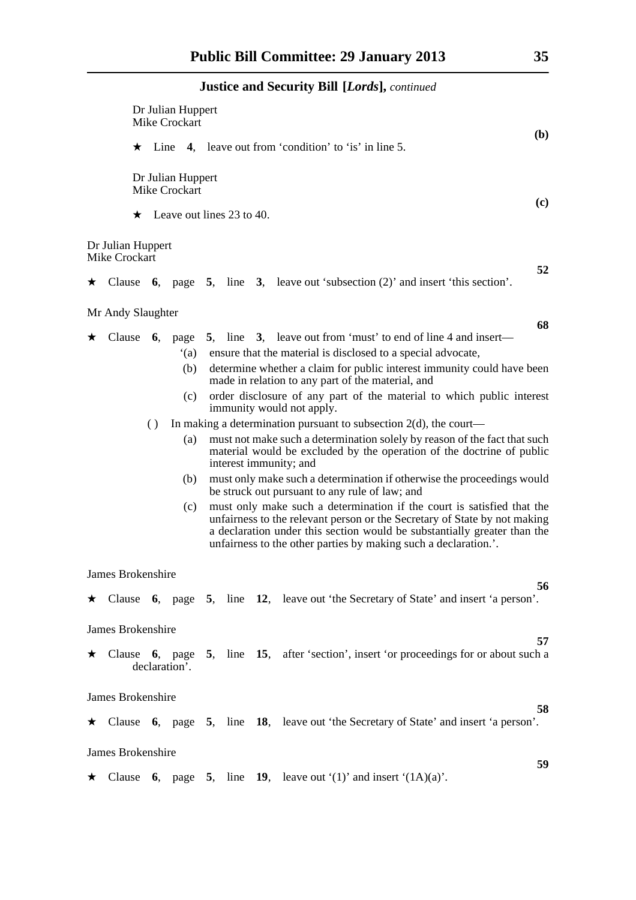**Justice and Security Bill [*Lords*],** *continued*

Dr Julian Huppert
Mike Crockart

**(b)**

★ Line **4**, leave out from 'condition' to 'is' in line 5.

Dr Julian Huppert
Mike Crockart

**(c)**

★ Leave out lines 23 to 40.

Dr Julian Huppert
Mike Crockart

**52**

★ Clause **6**, page **5**, line **3**, leave out 'subsection (2)' and insert 'this section'.

Mr Andy Slaughter

**68**

★ Clause **6**, page **5**, line **3**, leave out from 'must' to end of line 4 and insert—

'(a) ensure that the material is disclosed to a special advocate,

(b) determine whether a claim for public interest immunity could have been made in relation to any part of the material, and

(c) order disclosure of any part of the material to which public interest immunity would not apply.

( ) In making a determination pursuant to subsection 2(d), the court—

(a) must not make such a determination solely by reason of the fact that such material would be excluded by the operation of the doctrine of public interest immunity; and

(b) must only make such a determination if otherwise the proceedings would be struck out pursuant to any rule of law; and

(c) must only make such a determination if the court is satisfied that the unfairness to the relevant person or the Secretary of State by not making a declaration under this section would be substantially greater than the unfairness to the other parties by making such a declaration.'.

James Brokenshire

**56**

★ Clause **6**, page **5**, line **12**, leave out 'the Secretary of State' and insert 'a person'.

James Brokenshire

**57**

★ Clause **6**, page **5**, line **15**, after 'section', insert 'or proceedings for or about such a declaration'.

James Brokenshire

**58**

★ Clause **6**, page **5**, line **18**, leave out 'the Secretary of State' and insert 'a person'.

James Brokenshire

**59**

★ Clause **6**, page **5**, line **19**, leave out '(1)' and insert '(1A)(a)'.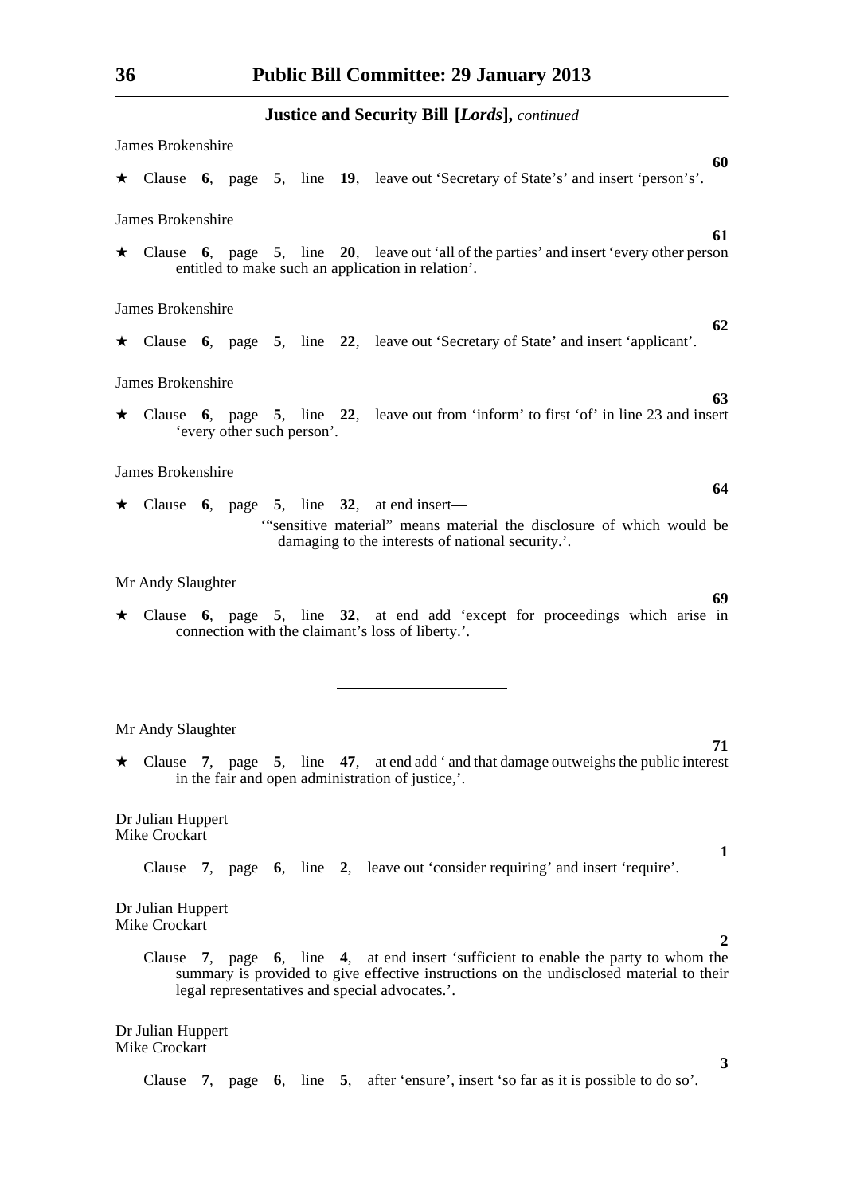**Justice and Security Bill [*Lords*],** *continued*

James Brokenshire

**60**

★ Clause **6**, page **5**, line **19**, leave out 'Secretary of State's' and insert 'person's'.

James Brokenshire

**61**

★ Clause **6**, page **5**, line **20**, leave out 'all of the parties' and insert 'every other person entitled to make such an application in relation'.

James Brokenshire

**62**

★ Clause **6**, page **5**, line **22**, leave out 'Secretary of State' and insert 'applicant'.

James Brokenshire

**63**

★ Clause **6**, page **5**, line **22**, leave out from 'inform' to first 'of' in line 23 and insert 'every other such person'.

James Brokenshire

**64**

★ Clause **6**, page **5**, line **32**, at end insert—

'"sensitive material" means material the disclosure of which would be damaging to the interests of national security.'.

Mr Andy Slaughter

**69**

★ Clause **6**, page **5**, line **32**, at end add 'except for proceedings which arise in connection with the claimant's loss of liberty.'.

---

Mr Andy Slaughter

**71**

★ Clause **7**, page **5**, line **47**, at end add ' and that damage outweighs the public interest in the fair and open administration of justice,'.

Dr Julian Huppert
Mike Crockart

**1**

Clause **7**, page **6**, line **2**, leave out 'consider requiring' and insert 'require'.

Dr Julian Huppert
Mike Crockart

**2**

Clause **7**, page **6**, line **4**, at end insert 'sufficient to enable the party to whom the summary is provided to give effective instructions on the undisclosed material to their legal representatives and special advocates.'.

Dr Julian Huppert
Mike Crockart

**3**

Clause **7**, page **6**, line **5**, after 'ensure', insert 'so far as it is possible to do so'.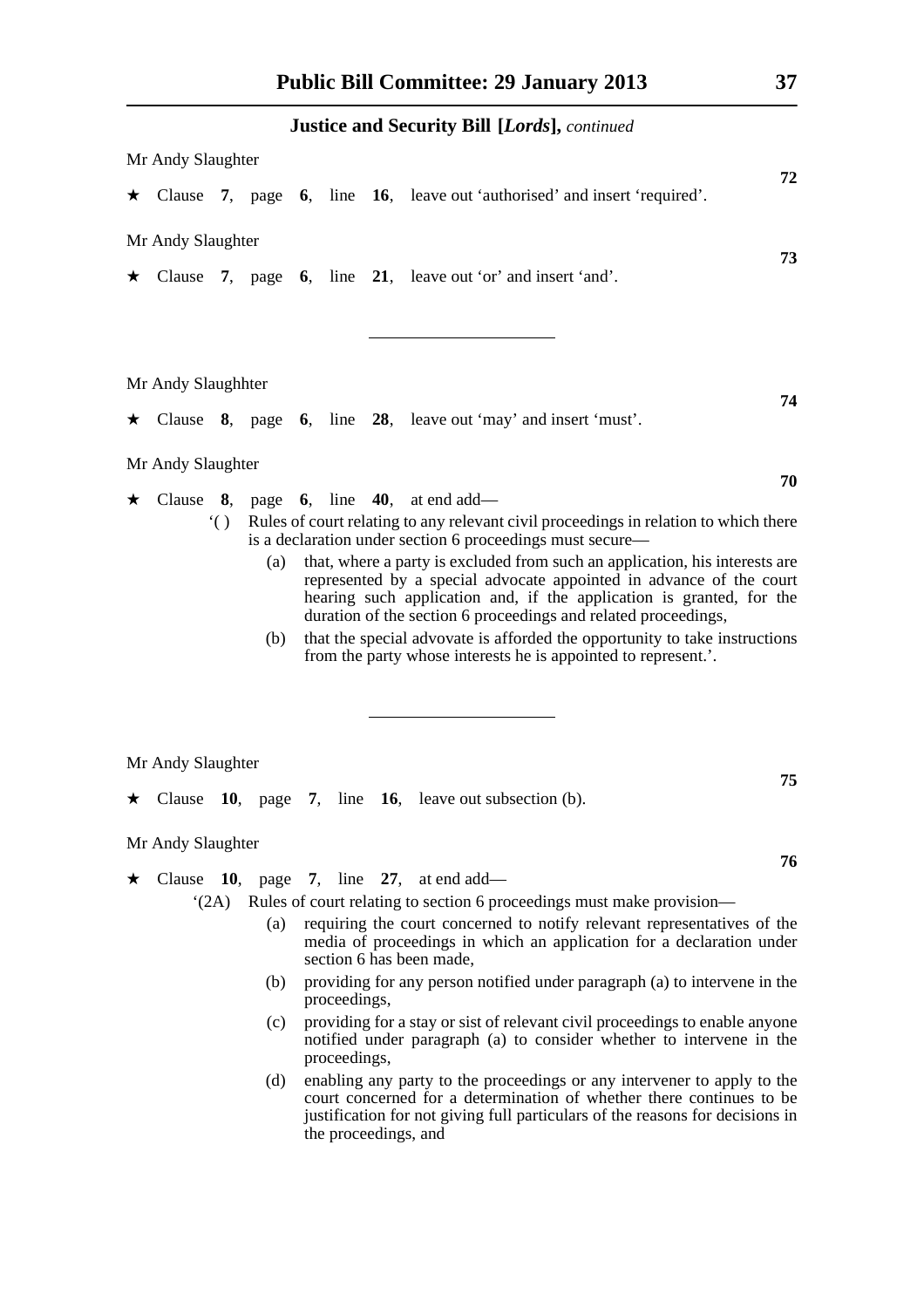**Justice and Security Bill [*Lords*],** *continued*

Mr Andy Slaughter

**72**

★ Clause **7**, page **6**, line **16**, leave out 'authorised' and insert 'required'.

Mr Andy Slaughter

**73**

★ Clause **7**, page **6**, line **21**, leave out 'or' and insert 'and'.

---

Mr Andy Slaughhter

**74**

★ Clause **8**, page **6**, line **28**, leave out 'may' and insert 'must'.

Mr Andy Slaughter

**70**

★ Clause **8**, page **6**, line **40**, at end add—

'( ) Rules of court relating to any relevant civil proceedings in relation to which there is a declaration under section 6 proceedings must secure—

(a) that, where a party is excluded from such an application, his interests are represented by a special advocate appointed in advance of the court hearing such application and, if the application is granted, for the duration of the section 6 proceedings and related proceedings,

(b) that the special advovate is afforded the opportunity to take instructions from the party whose interests he is appointed to represent.'.

---

Mr Andy Slaughter

**75**

★ Clause **10**, page **7**, line **16**, leave out subsection (b).

Mr Andy Slaughter

**76**

★ Clause **10**, page **7**, line **27**, at end add—

'(2A) Rules of court relating to section 6 proceedings must make provision—

(a) requiring the court concerned to notify relevant representatives of the media of proceedings in which an application for a declaration under section 6 has been made,

(b) providing for any person notified under paragraph (a) to intervene in the proceedings,

(c) providing for a stay or sist of relevant civil proceedings to enable anyone notified under paragraph (a) to consider whether to intervene in the proceedings,

(d) enabling any party to the proceedings or any intervener to apply to the court concerned for a determination of whether there continues to be justification for not giving full particulars of the reasons for decisions in the proceedings, and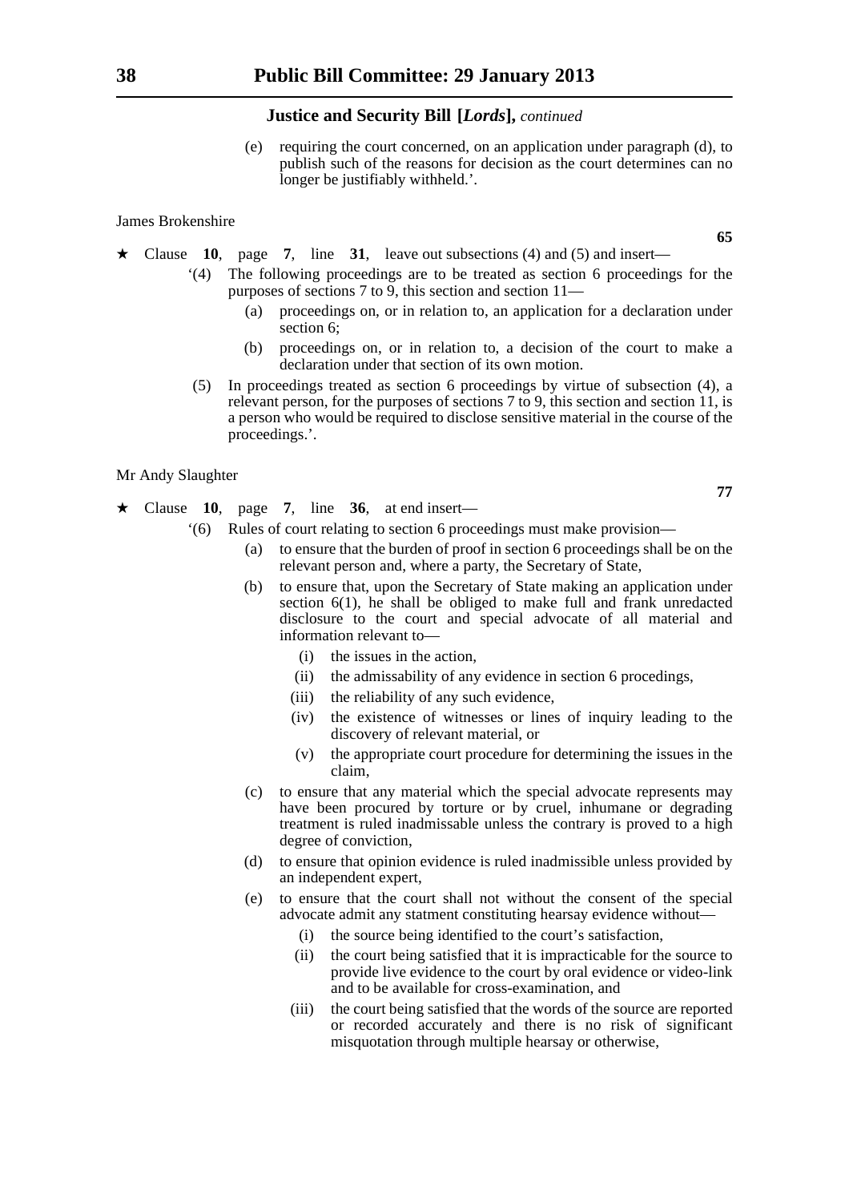**Justice and Security Bill [*Lords*],** *continued*

(e) requiring the court concerned, on an application under paragraph (d), to publish such of the reasons for decision as the court determines can no longer be justifiably withheld.'.

James Brokenshire

**65**

★ Clause **10**, page **7**, line **31**, leave out subsections (4) and (5) and insert—

'(4) The following proceedings are to be treated as section 6 proceedings for the purposes of sections 7 to 9, this section and section 11—

(a) proceedings on, or in relation to, an application for a declaration under section 6;

(b) proceedings on, or in relation to, a decision of the court to make a declaration under that section of its own motion.

(5) In proceedings treated as section 6 proceedings by virtue of subsection (4), a relevant person, for the purposes of sections 7 to 9, this section and section 11, is a person who would be required to disclose sensitive material in the course of the proceedings.'.

Mr Andy Slaughter

**77**

★ Clause **10**, page **7**, line **36**, at end insert—

'(6) Rules of court relating to section 6 proceedings must make provision—

(a) to ensure that the burden of proof in section 6 proceedings shall be on the relevant person and, where a party, the Secretary of State,

(b) to ensure that, upon the Secretary of State making an application under section 6(1), he shall be obliged to make full and frank unredacted disclosure to the court and special advocate of all material and information relevant to—

(i) the issues in the action,

(ii) the admissability of any evidence in section 6 procedings,

(iii) the reliability of any such evidence,

(iv) the existence of witnesses or lines of inquiry leading to the discovery of relevant material, or

(v) the appropriate court procedure for determining the issues in the claim,

(c) to ensure that any material which the special advocate represents may have been procured by torture or by cruel, inhumane or degrading treatment is ruled inadmissable unless the contrary is proved to a high degree of conviction,

(d) to ensure that opinion evidence is ruled inadmissible unless provided by an independent expert,

(e) to ensure that the court shall not without the consent of the special advocate admit any statment constituting hearsay evidence without—

(i) the source being identified to the court's satisfaction,

(ii) the court being satisfied that it is impracticable for the source to provide live evidence to the court by oral evidence or video-link and to be available for cross-examination, and

(iii) the court being satisfied that the words of the source are reported or recorded accurately and there is no risk of significant misquotation through multiple hearsay or otherwise,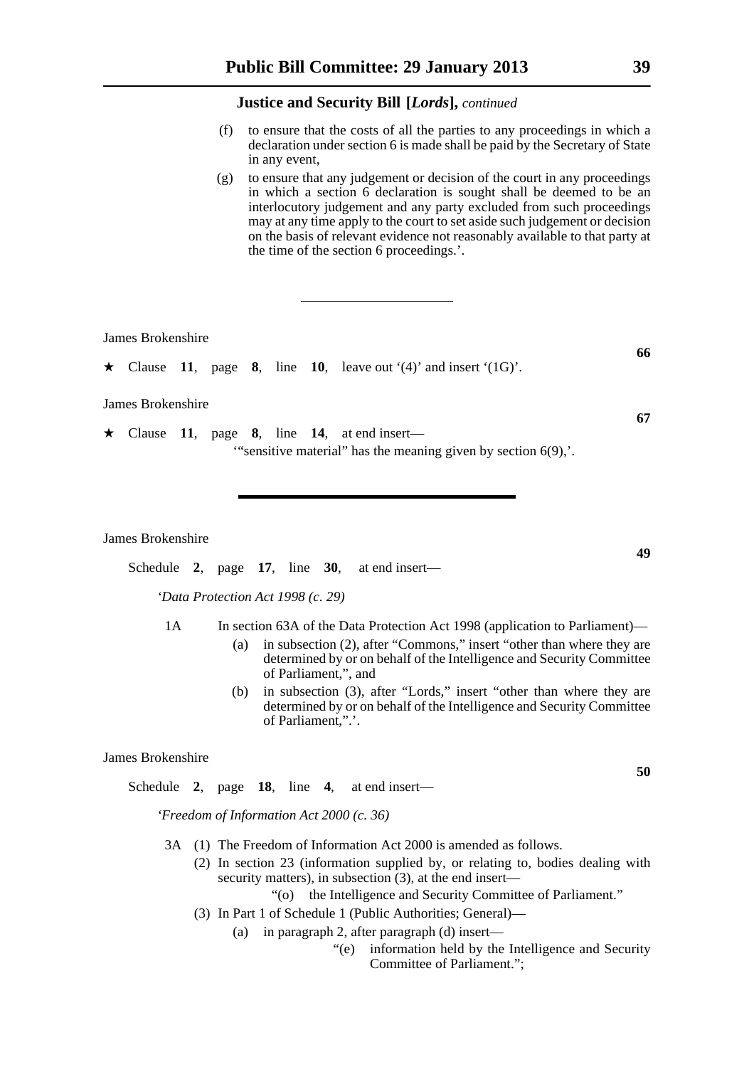(f) to ensure that the costs of all the parties to any proceedings in which a declaration under section 6 is made shall be paid by the Secretary of State in any event,

(g) to ensure that any judgement or decision of the court in any proceedings in which a section 6 declaration is sought shall be deemed to be an interlocutory judgement and any party excluded from such proceedings may at any time apply to the court to set aside such judgement or decision on the basis of relevant evidence not reasonably available to that party at the time of the section 6 proceedings.'.

---

James Brokenshire

**66**

★ Clause **11**, page **8**, line **10**, leave out '(4)' and insert '(1G)'.

James Brokenshire

**67**

★ Clause **11**, page **8**, line **14**, at end insert—

'"sensitive material" has the meaning given by section 6(9),'.

---

James Brokenshire

**49**

Schedule **2**, page **17**, line **30**, at end insert—

'*Data Protection Act 1998 (c. 29)*

1A In section 63A of the Data Protection Act 1998 (application to Parliament)—

(a) in subsection (2), after "Commons," insert "other than where they are determined by or on behalf of the Intelligence and Security Committee of Parliament,", and

(b) in subsection (3), after "Lords," insert "other than where they are determined by or on behalf of the Intelligence and Security Committee of Parliament,".'.

James Brokenshire

**50**

Schedule **2**, page **18**, line **4**, at end insert—

'*Freedom of Information Act 2000 (c. 36)*

3A (1) The Freedom of Information Act 2000 is amended as follows.

(2) In section 23 (information supplied by, or relating to, bodies dealing with security matters), in subsection (3), at the end insert—

"(o) the Intelligence and Security Committee of Parliament."

(3) In Part 1 of Schedule 1 (Public Authorities; General)—

(a) in paragraph 2, after paragraph (d) insert—

"(e) information held by the Intelligence and Security Committee of Parliament.";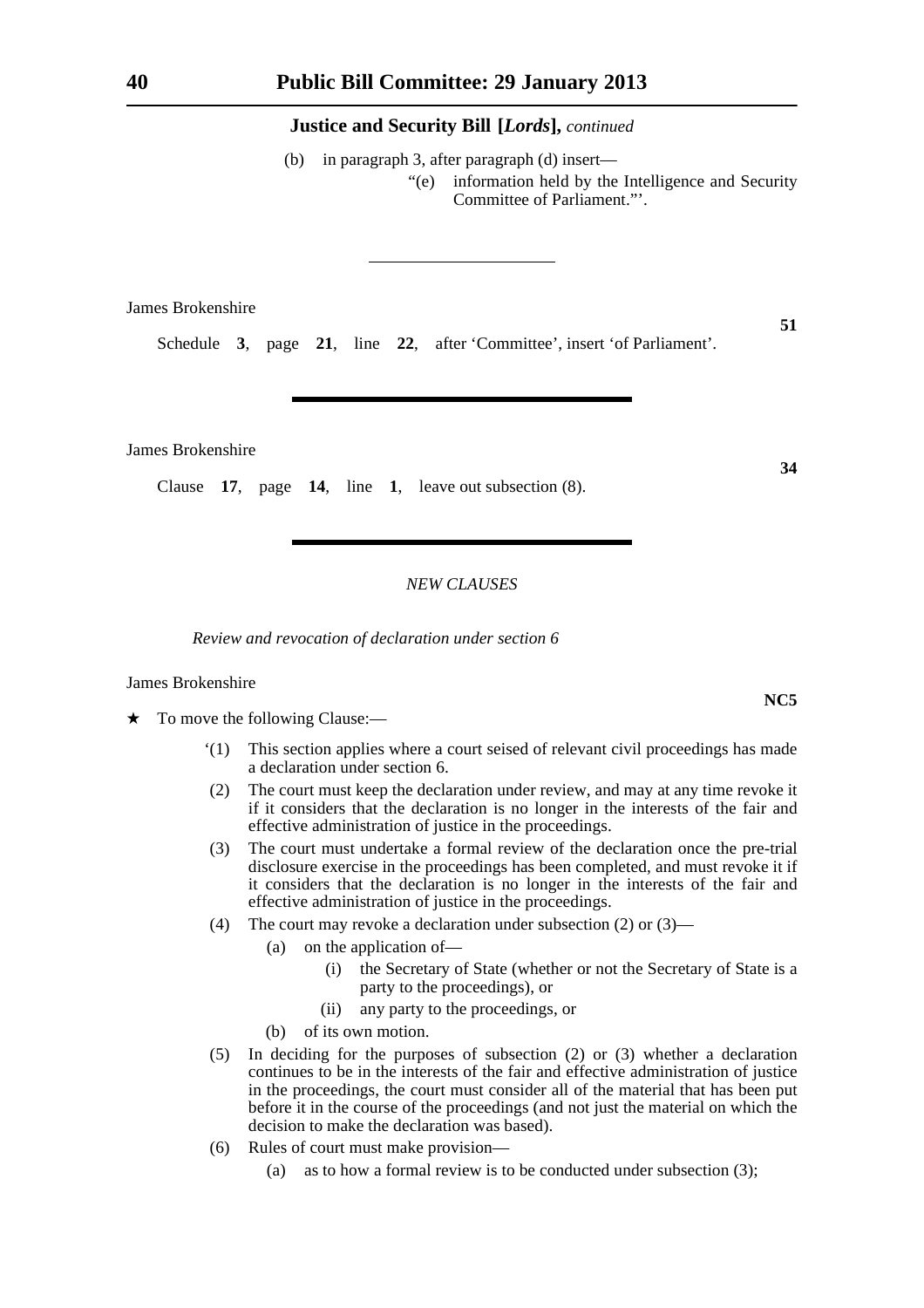**Justice and Security Bill [*Lords*],** *continued*

(b) in paragraph 3, after paragraph (d) insert—

"(e) information held by the Intelligence and Security Committee of Parliament."'.

---

James Brokenshire

**51**

Schedule **3**, page **21**, line **22**, after 'Committee', insert 'of Parliament'.

---

James Brokenshire

**34**

Clause **17**, page **14**, line **1**, leave out subsection (8).

---

*NEW CLAUSES*

*Review and revocation of declaration under section 6*

James Brokenshire

**NC5**

★ To move the following Clause:—

'(1) This section applies where a court seised of relevant civil proceedings has made a declaration under section 6.

(2) The court must keep the declaration under review, and may at any time revoke it if it considers that the declaration is no longer in the interests of the fair and effective administration of justice in the proceedings.

(3) The court must undertake a formal review of the declaration once the pre-trial disclosure exercise in the proceedings has been completed, and must revoke it if it considers that the declaration is no longer in the interests of the fair and effective administration of justice in the proceedings.

(4) The court may revoke a declaration under subsection (2) or (3)—

(a) on the application of—

(i) the Secretary of State (whether or not the Secretary of State is a party to the proceedings), or

(ii) any party to the proceedings, or

(b) of its own motion.

(5) In deciding for the purposes of subsection (2) or (3) whether a declaration continues to be in the interests of the fair and effective administration of justice in the proceedings, the court must consider all of the material that has been put before it in the course of the proceedings (and not just the material on which the decision to make the declaration was based).

(6) Rules of court must make provision—

(a) as to how a formal review is to be conducted under subsection (3);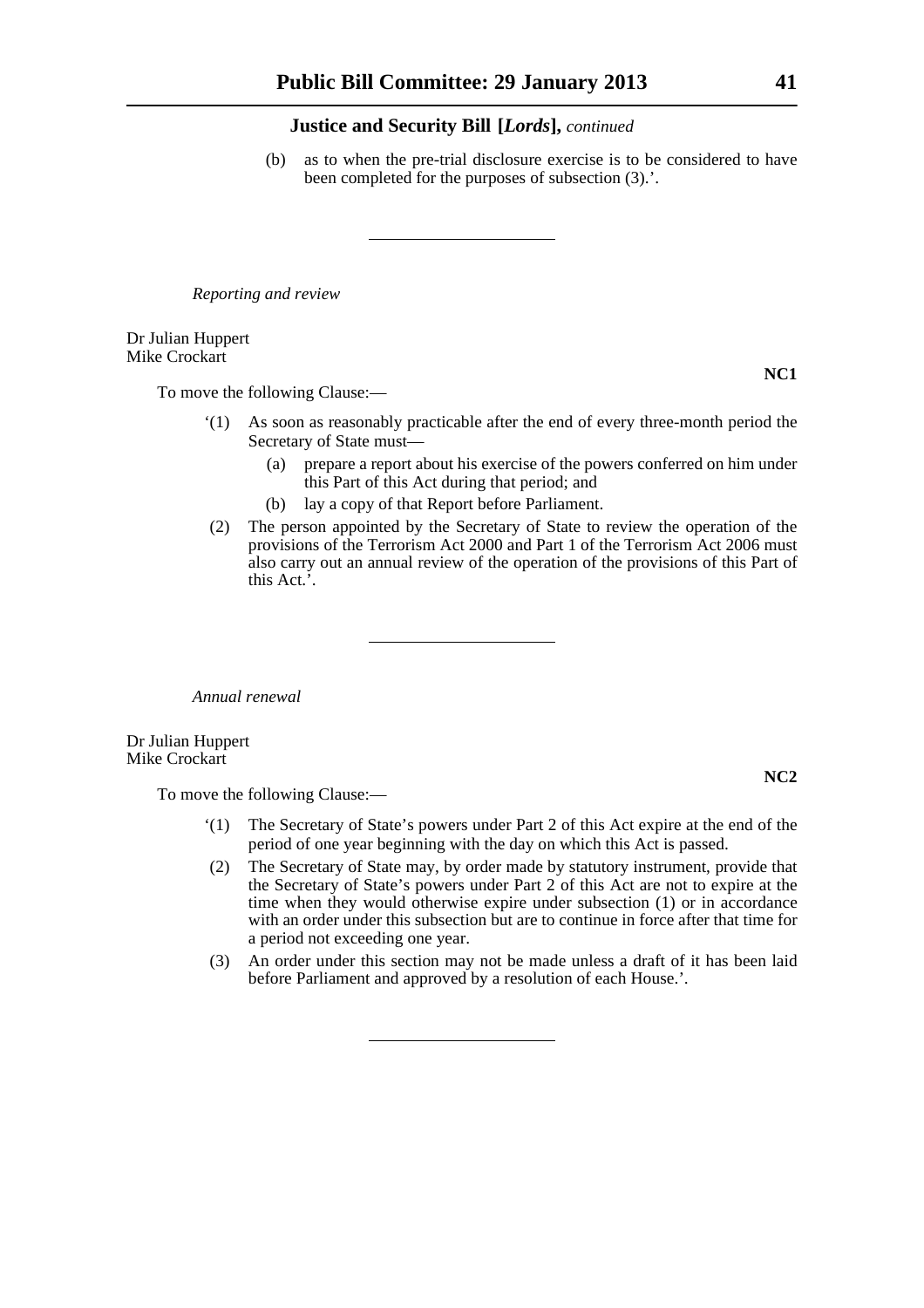(b) as to when the pre-trial disclosure exercise is to be considered to have been completed for the purposes of subsection (3).'.

---

*Reporting and review*

Dr Julian Huppert
Mike Crockart

**NC1**

To move the following Clause:—

'(1) As soon as reasonably practicable after the end of every three-month period the Secretary of State must—

(a) prepare a report about his exercise of the powers conferred on him under this Part of this Act during that period; and

(b) lay a copy of that Report before Parliament.

(2) The person appointed by the Secretary of State to review the operation of the provisions of the Terrorism Act 2000 and Part 1 of the Terrorism Act 2006 must also carry out an annual review of the operation of the provisions of this Part of this Act.'.

---

*Annual renewal*

Dr Julian Huppert
Mike Crockart

**NC2**

To move the following Clause:—

'(1) The Secretary of State's powers under Part 2 of this Act expire at the end of the period of one year beginning with the day on which this Act is passed.

(2) The Secretary of State may, by order made by statutory instrument, provide that the Secretary of State's powers under Part 2 of this Act are not to expire at the time when they would otherwise expire under subsection (1) or in accordance with an order under this subsection but are to continue in force after that time for a period not exceeding one year.

(3) An order under this section may not be made unless a draft of it has been laid before Parliament and approved by a resolution of each House.'.

---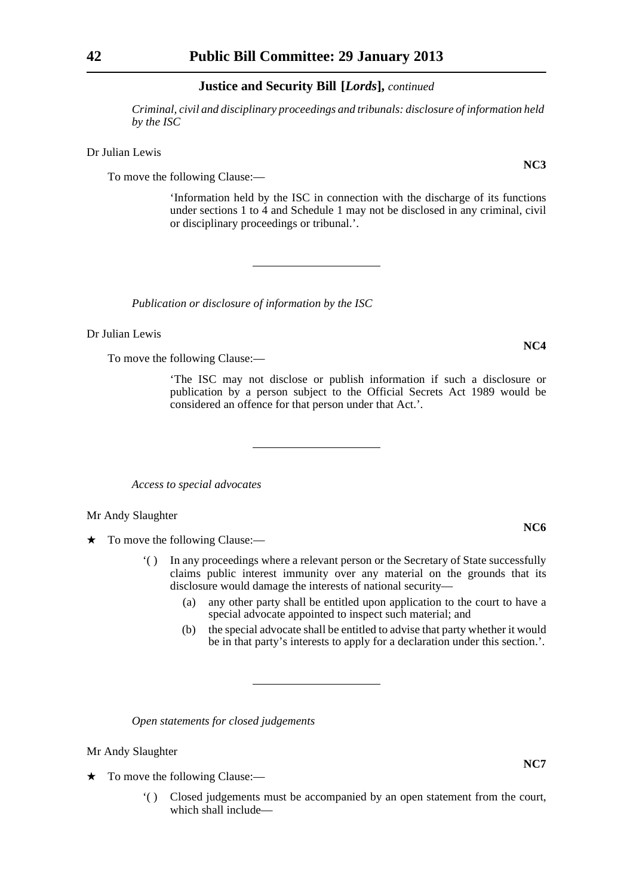*Criminal, civil and disciplinary proceedings and tribunals: disclosure of information held by the ISC*

Dr Julian Lewis

**NC3**

To move the following Clause:—

'Information held by the ISC in connection with the discharge of its functions under sections 1 to 4 and Schedule 1 may not be disclosed in any criminal, civil or disciplinary proceedings or tribunal.'.

---

*Publication or disclosure of information by the ISC*

Dr Julian Lewis

**NC4**

To move the following Clause:—

'The ISC may not disclose or publish information if such a disclosure or publication by a person subject to the Official Secrets Act 1989 would be considered an offence for that person under that Act.'.

---

*Access to special advocates*

Mr Andy Slaughter

**NC6**

★ To move the following Clause:—

'( ) In any proceedings where a relevant person or the Secretary of State successfully claims public interest immunity over any material on the grounds that its disclosure would damage the interests of national security—

(a) any other party shall be entitled upon application to the court to have a special advocate appointed to inspect such material; and

(b) the special advocate shall be entitled to advise that party whether it would be in that party's interests to apply for a declaration under this section.'.

---

*Open statements for closed judgements*

Mr Andy Slaughter

**NC7**

★ To move the following Clause:—

'( ) Closed judgements must be accompanied by an open statement from the court, which shall include—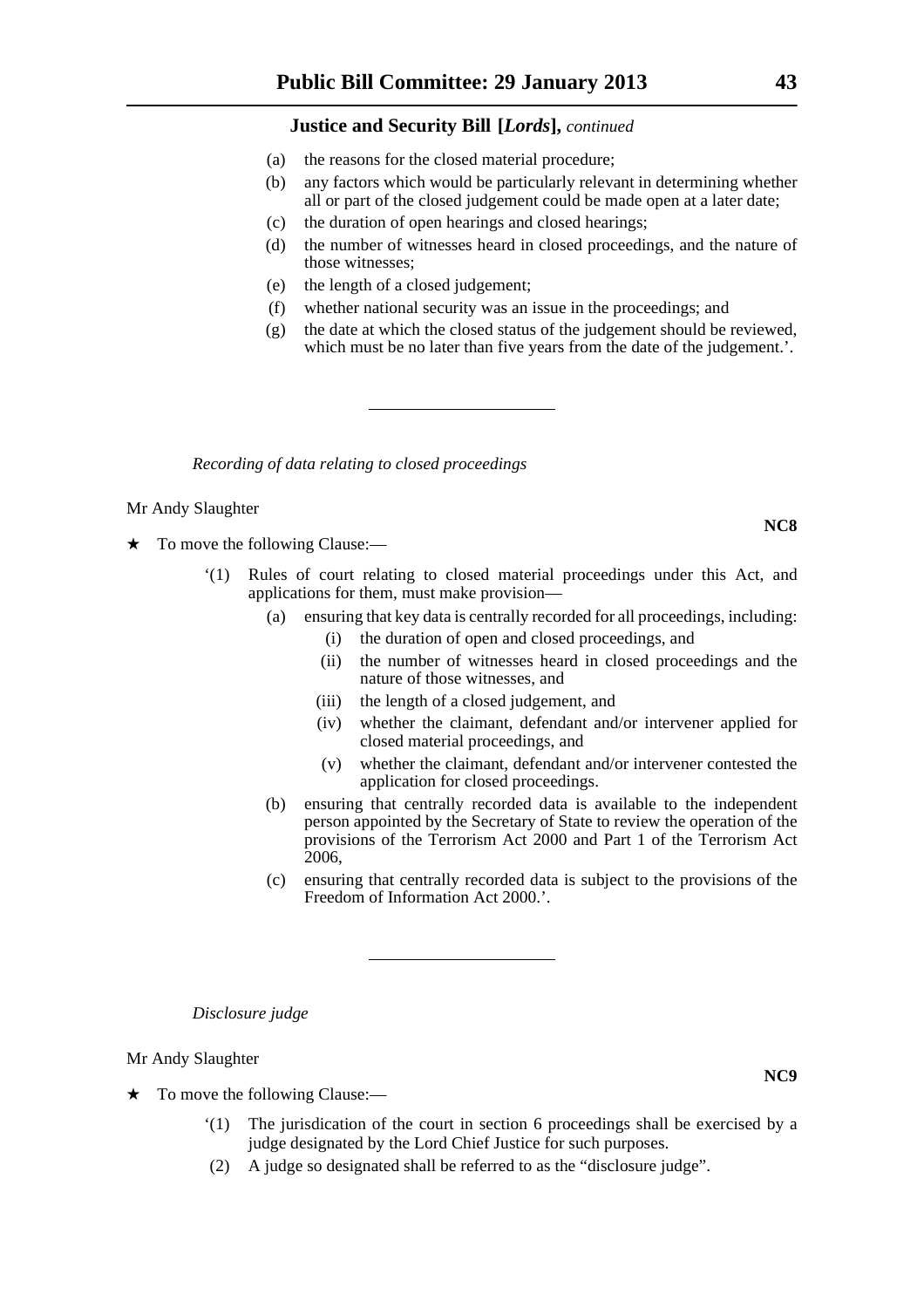**Justice and Security Bill [*Lords*],** *continued*

(a) the reasons for the closed material procedure;

(b) any factors which would be particularly relevant in determining whether all or part of the closed judgement could be made open at a later date;

(c) the duration of open hearings and closed hearings;

(d) the number of witnesses heard in closed proceedings, and the nature of those witnesses;

(e) the length of a closed judgement;

(f) whether national security was an issue in the proceedings; and

(g) the date at which the closed status of the judgement should be reviewed, which must be no later than five years from the date of the judgement.'.

---

*Recording of data relating to closed proceedings*

Mr Andy Slaughter

**NC8**

★ To move the following Clause:—

'(1) Rules of court relating to closed material proceedings under this Act, and applications for them, must make provision—

(a) ensuring that key data is centrally recorded for all proceedings, including:

(i) the duration of open and closed proceedings, and

(ii) the number of witnesses heard in closed proceedings and the nature of those witnesses, and

(iii) the length of a closed judgement, and

(iv) whether the claimant, defendant and/or intervener applied for closed material proceedings, and

(v) whether the claimant, defendant and/or intervener contested the application for closed proceedings.

(b) ensuring that centrally recorded data is available to the independent person appointed by the Secretary of State to review the operation of the provisions of the Terrorism Act 2000 and Part 1 of the Terrorism Act 2006,

(c) ensuring that centrally recorded data is subject to the provisions of the Freedom of Information Act 2000.'.

---

*Disclosure judge*

Mr Andy Slaughter

**NC9**

★ To move the following Clause:—

'(1) The jurisdication of the court in section 6 proceedings shall be exercised by a judge designated by the Lord Chief Justice for such purposes.

(2) A judge so designated shall be referred to as the "disclosure judge".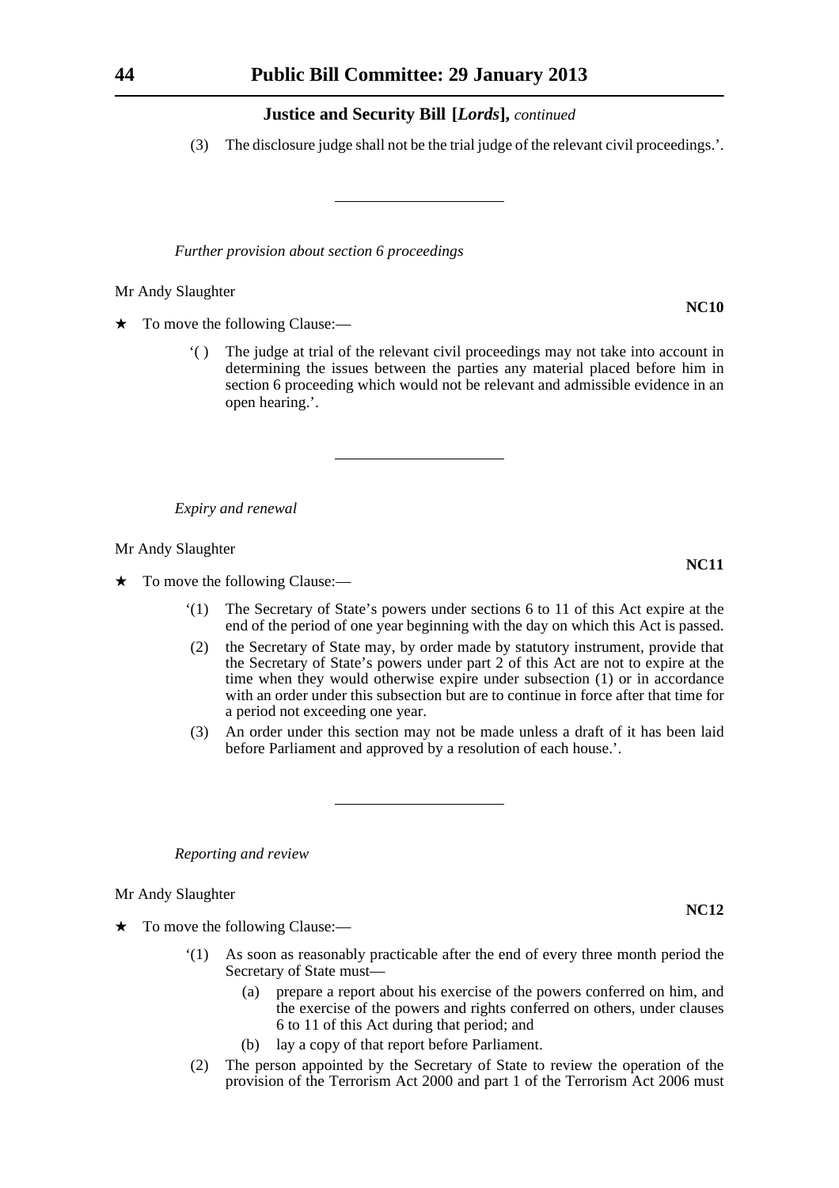**Justice and Security Bill [*Lords*],** *continued*

(3) The disclosure judge shall not be the trial judge of the relevant civil proceedings.'.

---

*Further provision about section 6 proceedings*

Mr Andy Slaughter

**NC10**

★ To move the following Clause:—

'( ) The judge at trial of the relevant civil proceedings may not take into account in determining the issues between the parties any material placed before him in section 6 proceeding which would not be relevant and admissible evidence in an open hearing.'.

---

*Expiry and renewal*

Mr Andy Slaughter

**NC11**

★ To move the following Clause:—

'(1) The Secretary of State's powers under sections 6 to 11 of this Act expire at the end of the period of one year beginning with the day on which this Act is passed.

(2) the Secretary of State may, by order made by statutory instrument, provide that the Secretary of State's powers under part 2 of this Act are not to expire at the time when they would otherwise expire under subsection (1) or in accordance with an order under this subsection but are to continue in force after that time for a period not exceeding one year.

(3) An order under this section may not be made unless a draft of it has been laid before Parliament and approved by a resolution of each house.'.

---

*Reporting and review*

Mr Andy Slaughter

**NC12**

★ To move the following Clause:—

'(1) As soon as reasonably practicable after the end of every three month period the Secretary of State must—

(a) prepare a report about his exercise of the powers conferred on him, and the exercise of the powers and rights conferred on others, under clauses 6 to 11 of this Act during that period; and

(b) lay a copy of that report before Parliament.

(2) The person appointed by the Secretary of State to review the operation of the provision of the Terrorism Act 2000 and part 1 of the Terrorism Act 2006 must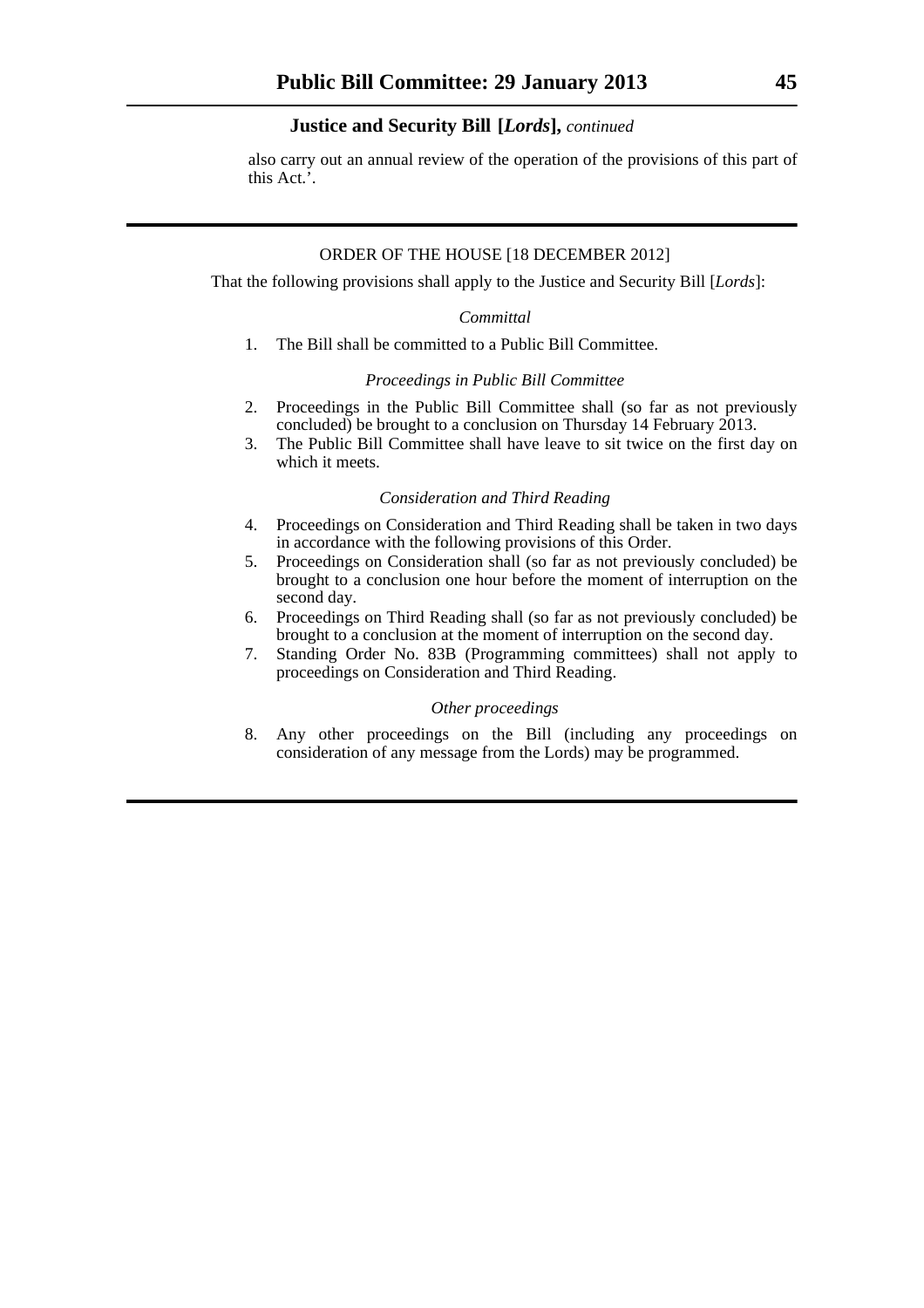also carry out an annual review of the operation of the provisions of this part of this Act.'.

---

ORDER OF THE HOUSE [18 DECEMBER 2012]

That the following provisions shall apply to the Justice and Security Bill [*Lords*]:

*Committal*

1. The Bill shall be committed to a Public Bill Committee.

*Proceedings in Public Bill Committee*

2. Proceedings in the Public Bill Committee shall (so far as not previously concluded) be brought to a conclusion on Thursday 14 February 2013.
3. The Public Bill Committee shall have leave to sit twice on the first day on which it meets.

*Consideration and Third Reading*

4. Proceedings on Consideration and Third Reading shall be taken in two days in accordance with the following provisions of this Order.
5. Proceedings on Consideration shall (so far as not previously concluded) be brought to a conclusion one hour before the moment of interruption on the second day.
6. Proceedings on Third Reading shall (so far as not previously concluded) be brought to a conclusion at the moment of interruption on the second day.
7. Standing Order No. 83B (Programming committees) shall not apply to proceedings on Consideration and Third Reading.

*Other proceedings*

8. Any other proceedings on the Bill (including any proceedings on consideration of any message from the Lords) may be programmed.